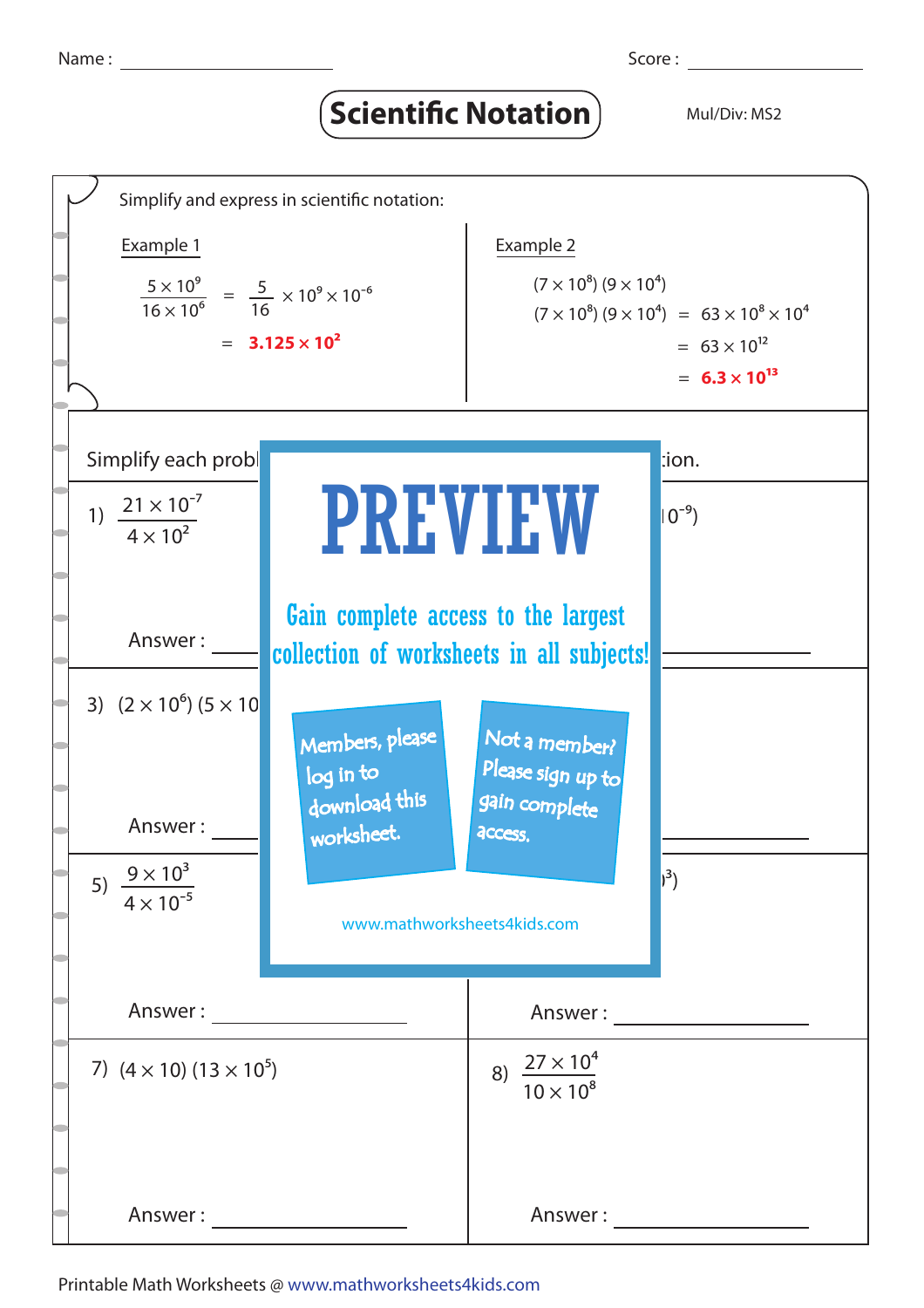Name : ______________ Score : ______________

# Scientific Notation

Mul/Div: MS2

Simplify and express in scientific notation:

**Example 1**

$$\frac{5 \times 10^9}{16 \times 10^6} = \frac{5}{16} \times 10^9 \times 10^{-6}$$

$$= \mathbf{3.125 \times 10^2}$$

**Example 2**

$(7 \times 10^8)\,(9 \times 10^4)$

$$(7 \times 10^8)\,(9 \times 10^4) = 63 \times 10^8 \times 10^4$$

$$= 63 \times 10^{12}$$

$$= \mathbf{6.3 \times 10^{13}}$$

Simplify each probl ... tion.

1) $\frac{21 \times 10^{-7}}{4 \times 10^2}$ ... $10^{-9})$

Answer : ______________ ______________

3) $(2 \times 10^6)\,(5 \times 10$ ...

Answer : ______________ ______________

5) $\frac{9 \times 10^3}{4 \times 10^{-5}}$ ... $^3)$

Answer : ______________ Answer : ______________

7) $(4 \times 10)\,(13 \times 10^5)$

8) $\frac{27 \times 10^4}{10 \times 10^8}$

Answer : ______________ Answer : ______________

PREVIEW

Gain complete access to the largest collection of worksheets in all subjects!

Members, please log in to download this worksheet.

Not a member? Please sign up to gain complete access.

www.mathworksheets4kids.com

Printable Math Worksheets @ www.mathworksheets4kids.com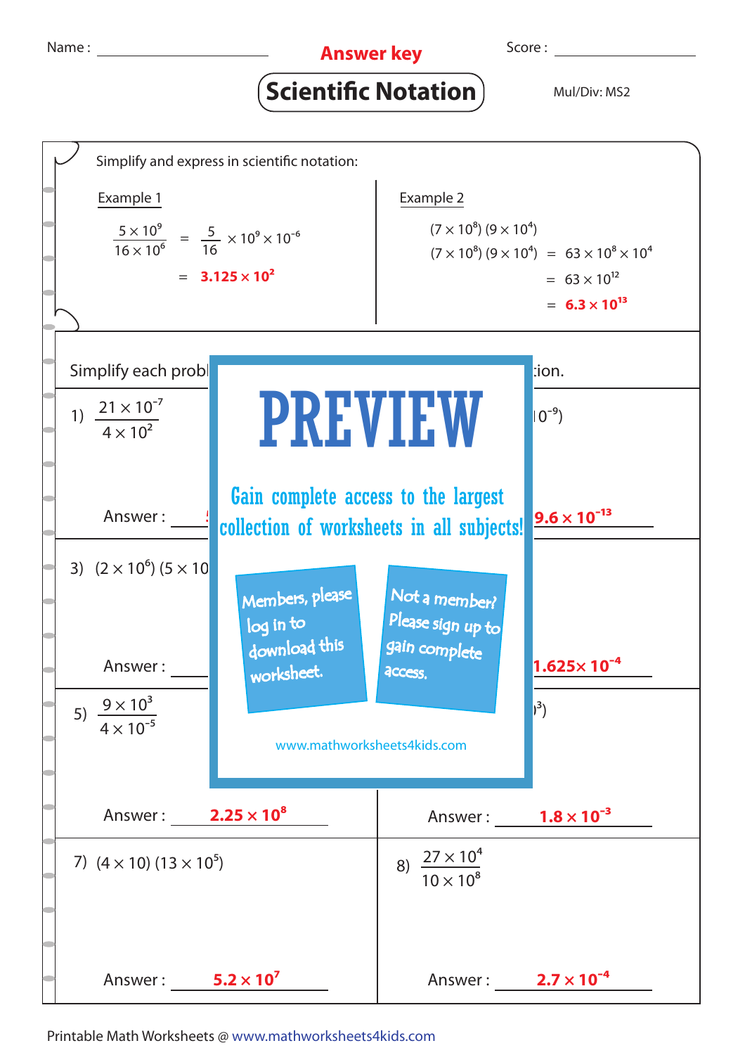Name : ____________ **Answer key** Score : ____________

# Scientific Notation

Mul/Div: MS2

Simplify and express in scientific notation:

**Example 1**

$$\frac{5 \times 10^9}{16 \times 10^6} = \frac{5}{16} \times 10^9 \times 10^{-6}$$

$$= \mathbf{3.125 \times 10^2}$$

**Example 2**

$(7 \times 10^8)(9 \times 10^4)$

$$(7 \times 10^8)(9 \times 10^4) = 63 \times 10^8 \times 10^4$$

$$= 63 \times 10^{12}$$

$$= \mathbf{6.3 \times 10^{13}}$$

Simplify each probl ... tion.

1) $\dfrac{21 \times 10^{-7}}{4 \times 10^2}$ ... $0^{-9})$

Answer : ... Answer : **$9.6 \times 10^{-13}$**

3) $(2 \times 10^6)(5 \times 10$ ...

Answer : ... Answer : **$1.625 \times 10^{-4}$**

5) $\dfrac{9 \times 10^3}{4 \times 10^{-5}}$ ... $^3)$

Answer : **$2.25 \times 10^8$**

Answer : **$1.8 \times 10^{-3}$**

7) $(4 \times 10)(13 \times 10^5)$

Answer : **$5.2 \times 10^7$**

8) $\dfrac{27 \times 10^4}{10 \times 10^8}$

Answer : **$2.7 \times 10^{-4}$**

**PREVIEW**

Gain complete access to the largest collection of worksheets in all subjects!

Members, please log in to download this worksheet.

Not a member? Please sign up to gain complete access.

www.mathworksheets4kids.com

Printable Math Worksheets @ www.mathworksheets4kids.com